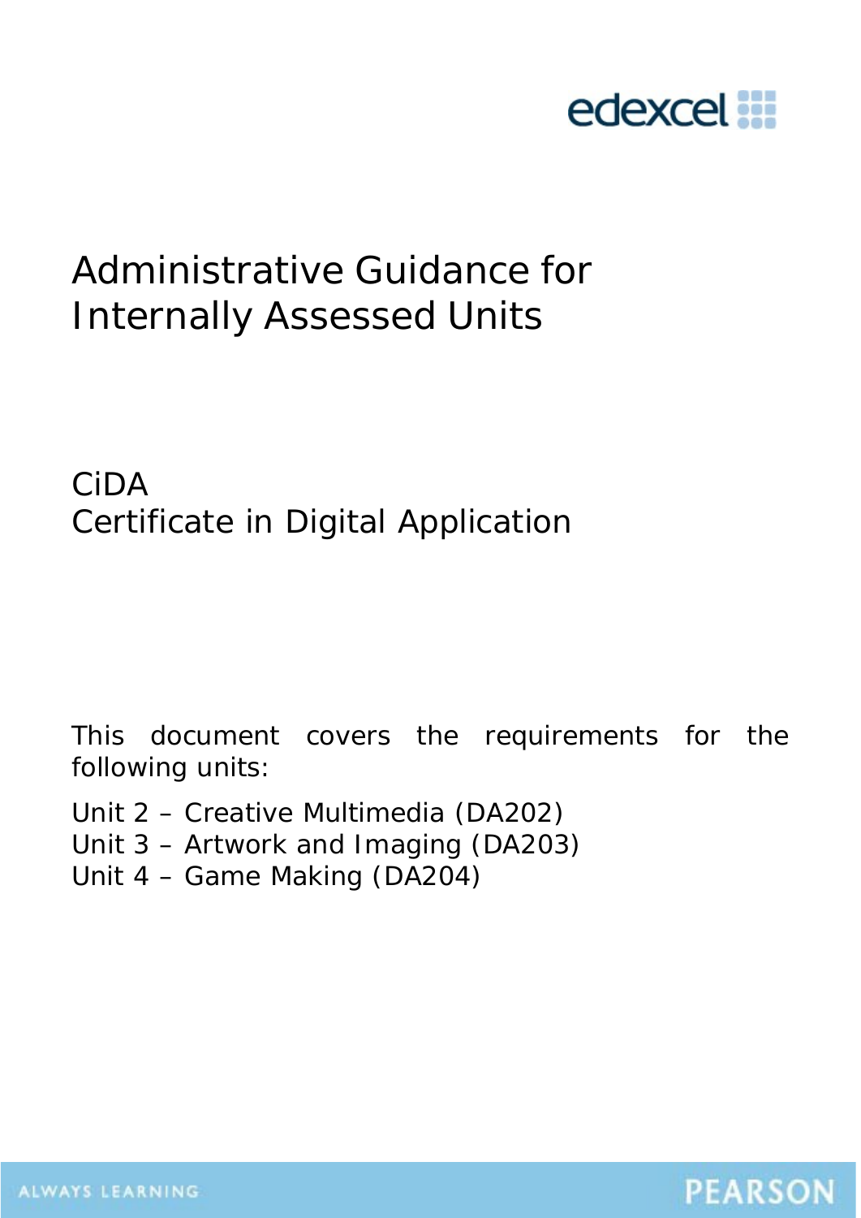edexcel

# Administrative Guidance for Internally Assessed Units

## CiDA
## Certificate in Digital Application

This document covers the requirements for the following units:

Unit 2 – Creative Multimedia (DA202)
Unit 3 – Artwork and Imaging (DA203)
Unit 4 – Game Making (DA204)

ALWAYS LEARNING

PEARSON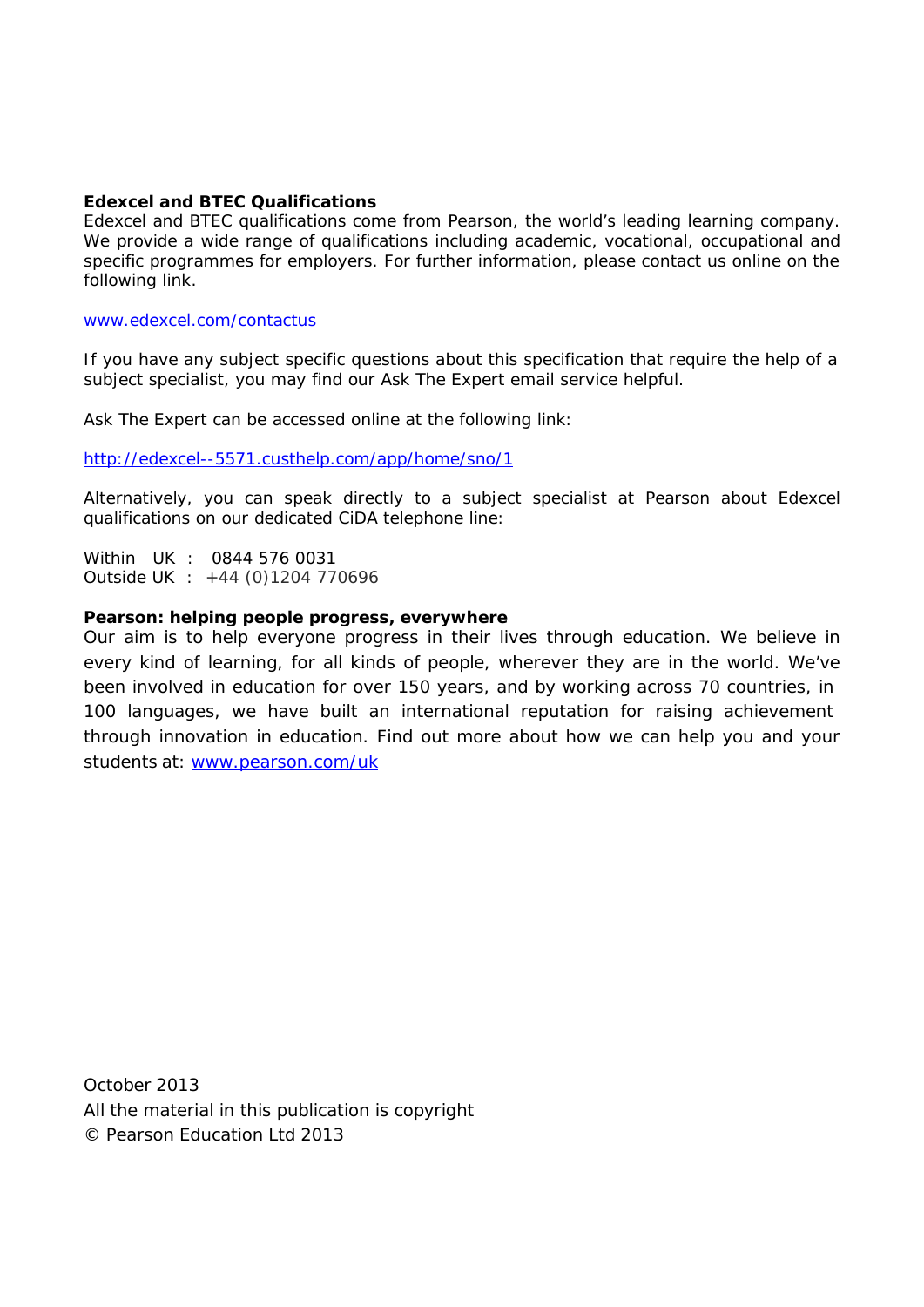**Edexcel and BTEC Qualifications**

Edexcel and BTEC qualifications come from Pearson, the world's leading learning company. We provide a wide range of qualifications including academic, vocational, occupational and specific programmes for employers. For further information, please contact us online on the following link.

www.edexcel.com/contactus

If you have any subject specific questions about this specification that require the help of a subject specialist, you may find our Ask The Expert email service helpful.

Ask The Expert can be accessed online at the following link:

http://edexcel--5571.custhelp.com/app/home/sno/1

Alternatively, you can speak directly to a subject specialist at Pearson about Edexcel qualifications on our dedicated CiDA telephone line:

Within UK : 0844 576 0031
Outside UK : +44 (0)1204 770696

**Pearson: helping people progress, everywhere**

Our aim is to help everyone progress in their lives through education. We believe in every kind of learning, for all kinds of people, wherever they are in the world. We've been involved in education for over 150 years, and by working across 70 countries, in 100 languages, we have built an international reputation for raising achievement through innovation in education. Find out more about how we can help you and your students at: www.pearson.com/uk

October 2013
All the material in this publication is copyright
© Pearson Education Ltd 2013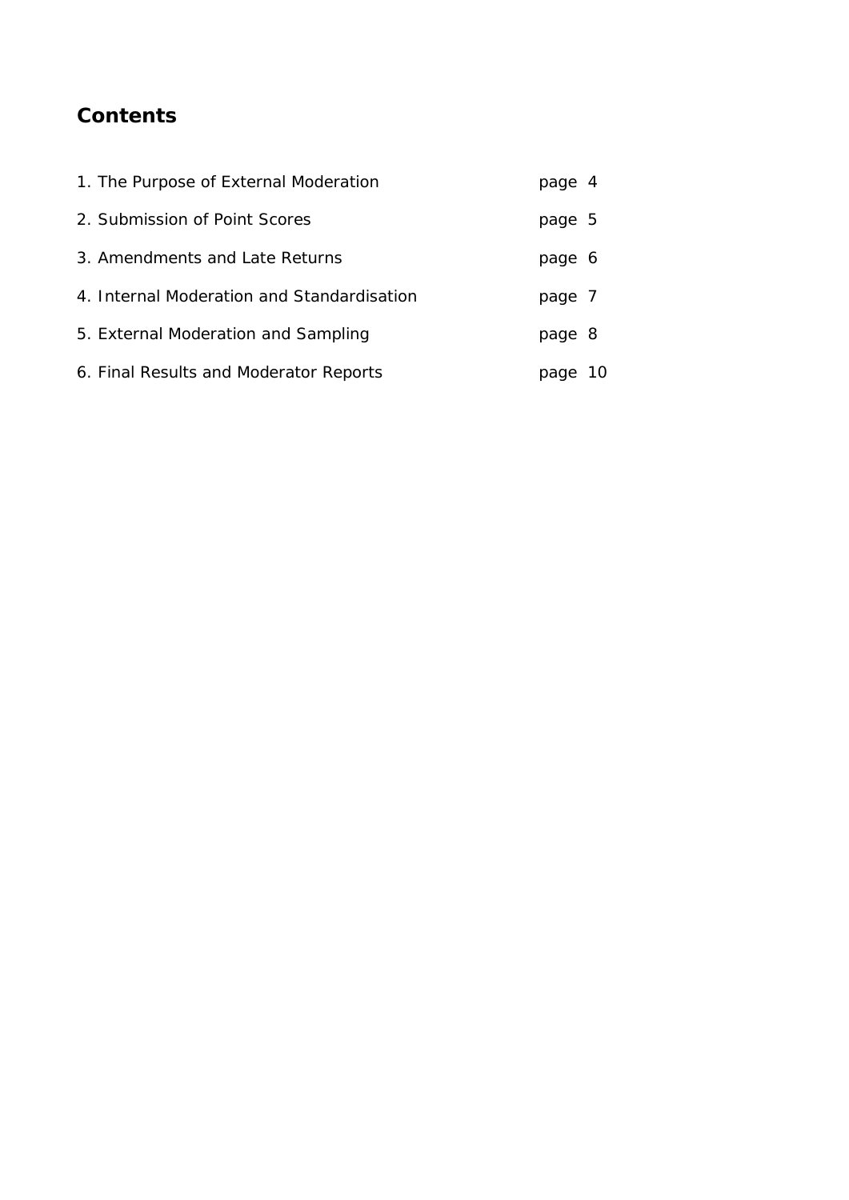## Contents

| | |
|---|---|
| 1. The Purpose of External Moderation | page 4 |
| 2. Submission of Point Scores | page 5 |
| 3. Amendments and Late Returns | page 6 |
| 4. Internal Moderation and Standardisation | page 7 |
| 5. External Moderation and Sampling | page 8 |
| 6. Final Results and Moderator Reports | page 10 |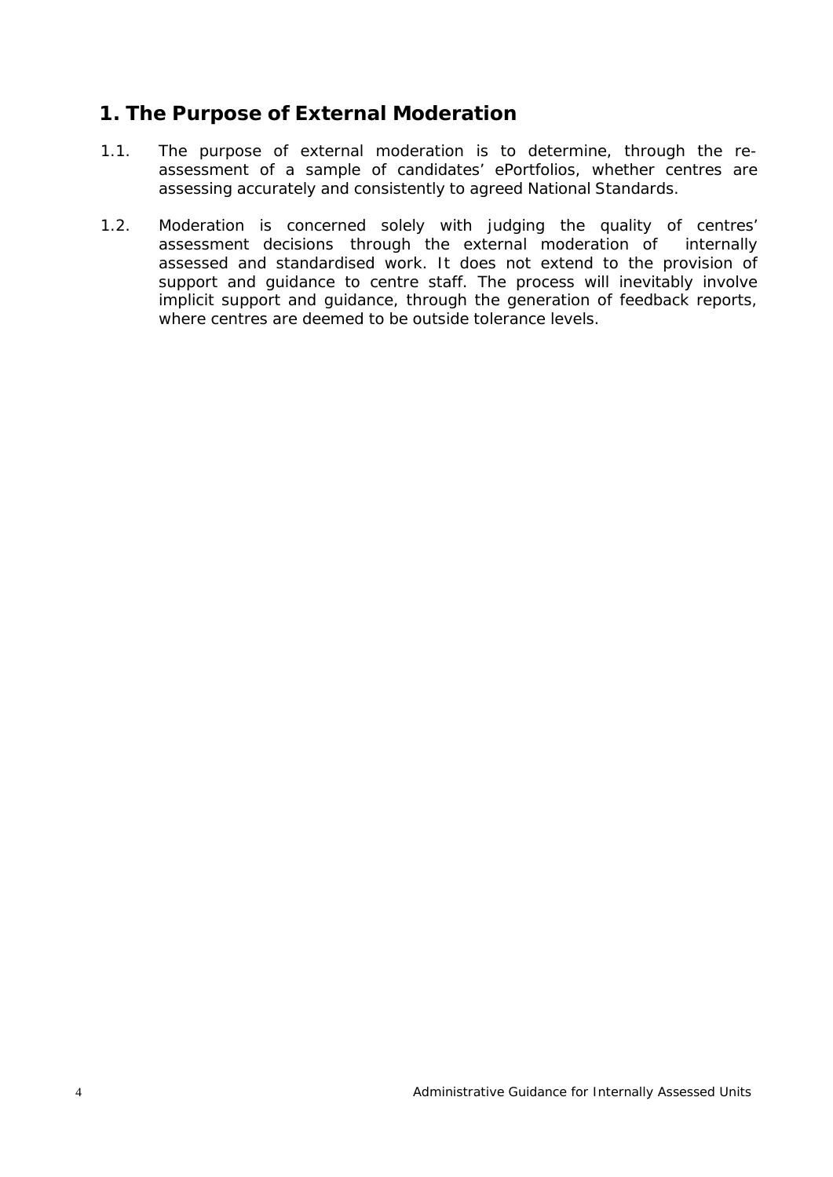## 1. The Purpose of External Moderation

1.1. The purpose of external moderation is to determine, through the re-assessment of a sample of candidates' ePortfolios, whether centres are assessing accurately and consistently to agreed National Standards.

1.2. Moderation is concerned solely with judging the quality of centres' assessment decisions through the external moderation of internally assessed and standardised work. It does not extend to the provision of support and guidance to centre staff. The process will inevitably involve implicit support and guidance, through the generation of feedback reports, where centres are deemed to be outside tolerance levels.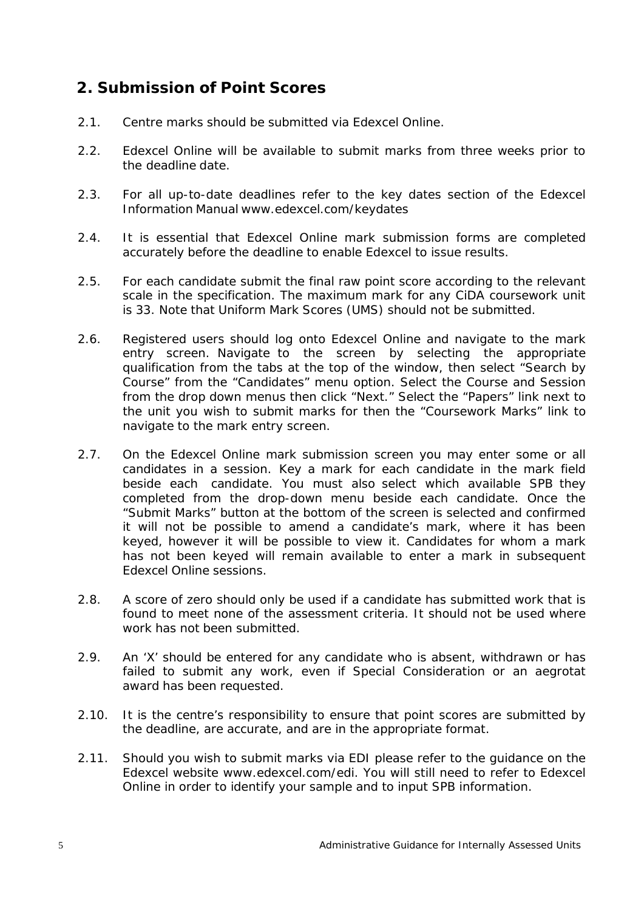## 2. Submission of Point Scores

2.1. Centre marks should be submitted via Edexcel Online.

2.2. Edexcel Online will be available to submit marks from three weeks prior to the deadline date.

2.3. For all up-to-date deadlines refer to the key dates section of the Edexcel Information Manual www.edexcel.com/keydates

2.4. It is essential that Edexcel Online mark submission forms are completed accurately before the deadline to enable Edexcel to issue results.

2.5. For each candidate submit the final raw point score according to the relevant scale in the specification. The maximum mark for any CiDA coursework unit is 33. Note that Uniform Mark Scores (UMS) should not be submitted.

2.6. Registered users should log onto Edexcel Online and navigate to the mark entry screen. Navigate to the screen by selecting the appropriate qualification from the tabs at the top of the window, then select "Search by Course" from the "Candidates" menu option. Select the Course and Session from the drop down menus then click "Next." Select the "Papers" link next to the unit you wish to submit marks for then the "Coursework Marks" link to navigate to the mark entry screen.

2.7. On the Edexcel Online mark submission screen you may enter some or all candidates in a session. Key a mark for each candidate in the mark field beside each candidate. You must also select which available SPB they completed from the drop-down menu beside each candidate. Once the "Submit Marks" button at the bottom of the screen is selected and confirmed it will not be possible to amend a candidate's mark, where it has been keyed, however it will be possible to view it. Candidates for whom a mark has not been keyed will remain available to enter a mark in subsequent Edexcel Online sessions.

2.8. A score of zero should only be used if a candidate has submitted work that is found to meet none of the assessment criteria. It should not be used where work has not been submitted.

2.9. An 'X' should be entered for any candidate who is absent, withdrawn or has failed to submit any work, even if Special Consideration or an aegrotat award has been requested.

2.10. It is the centre's responsibility to ensure that point scores are submitted by the deadline, are accurate, and are in the appropriate format.

2.11. Should you wish to submit marks via EDI please refer to the guidance on the Edexcel website www.edexcel.com/edi. You will still need to refer to Edexcel Online in order to identify your sample and to input SPB information.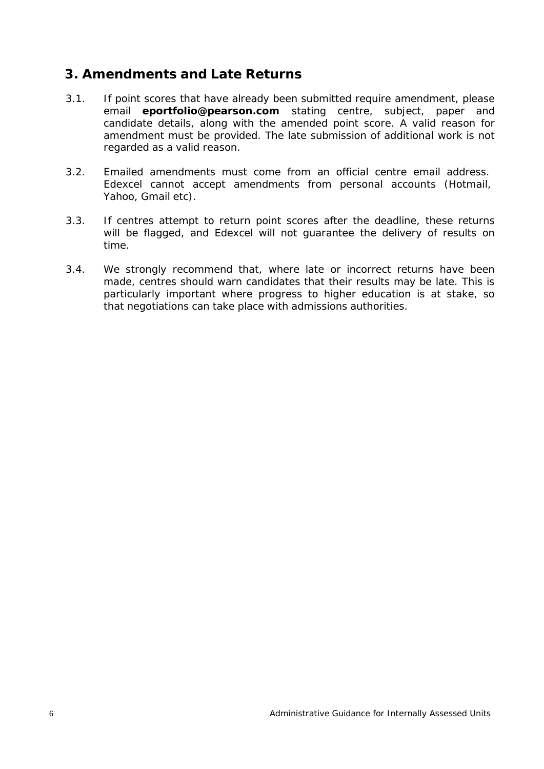## 3. Amendments and Late Returns

3.1. If point scores that have already been submitted require amendment, please email **eportfolio@pearson.com** stating centre, subject, paper and candidate details, along with the amended point score. A valid reason for amendment must be provided. The late submission of additional work is not regarded as a valid reason.

3.2. Emailed amendments must come from an official centre email address. Edexcel cannot accept amendments from personal accounts (Hotmail, Yahoo, Gmail etc).

3.3. If centres attempt to return point scores after the deadline, these returns will be flagged, and Edexcel will not guarantee the delivery of results on time.

3.4. We strongly recommend that, where late or incorrect returns have been made, centres should warn candidates that their results may be late. This is particularly important where progress to higher education is at stake, so that negotiations can take place with admissions authorities.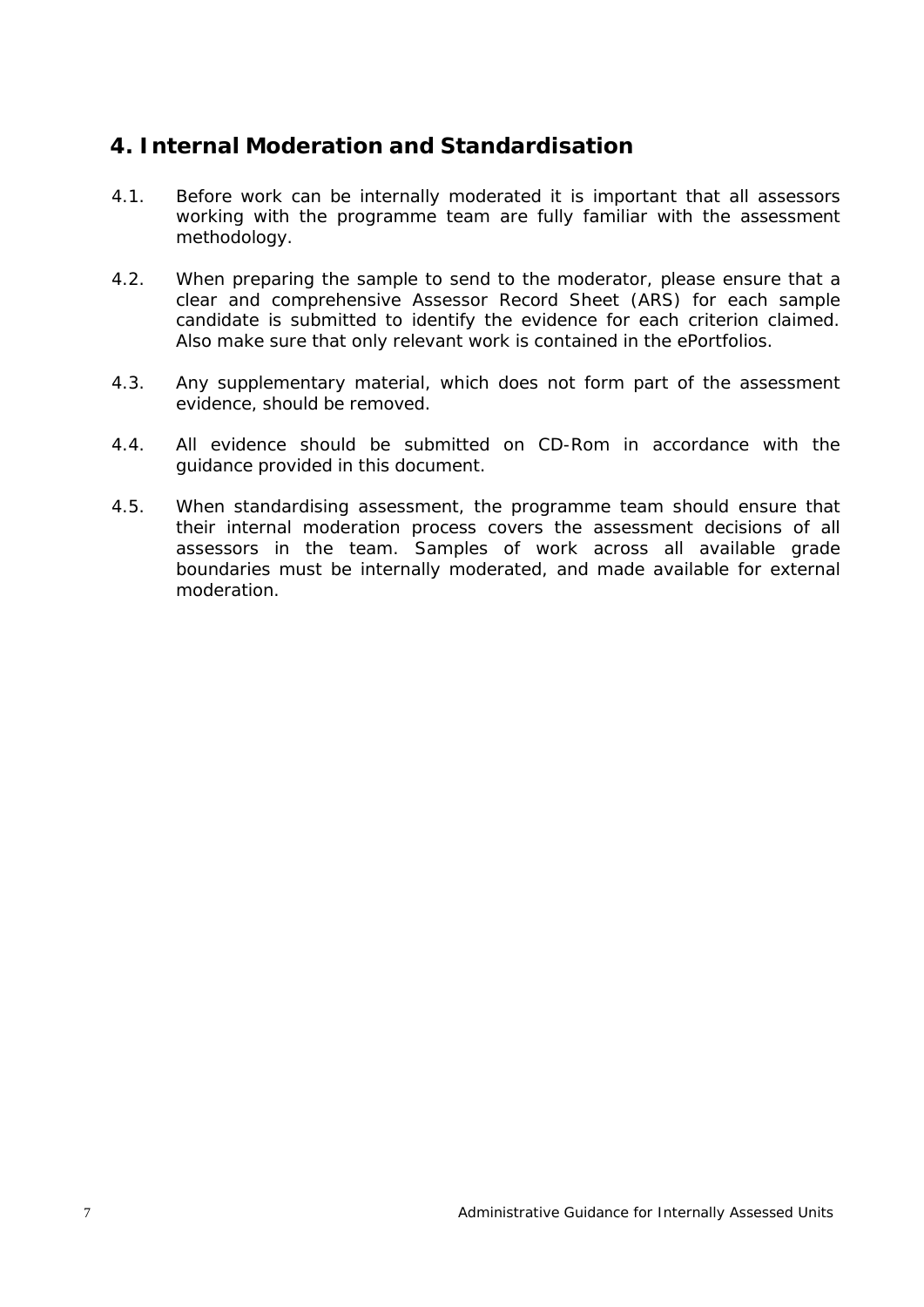## 4. Internal Moderation and Standardisation

4.1. Before work can be internally moderated it is important that all assessors working with the programme team are fully familiar with the assessment methodology.

4.2. When preparing the sample to send to the moderator, please ensure that a clear and comprehensive Assessor Record Sheet (ARS) for each sample candidate is submitted to identify the evidence for each criterion claimed. Also make sure that only relevant work is contained in the ePortfolios.

4.3. Any supplementary material, which does not form part of the assessment evidence, should be removed.

4.4. All evidence should be submitted on CD-Rom in accordance with the guidance provided in this document.

4.5. When standardising assessment, the programme team should ensure that their internal moderation process covers the assessment decisions of all assessors in the team. Samples of work across all available grade boundaries must be internally moderated, and made available for external moderation.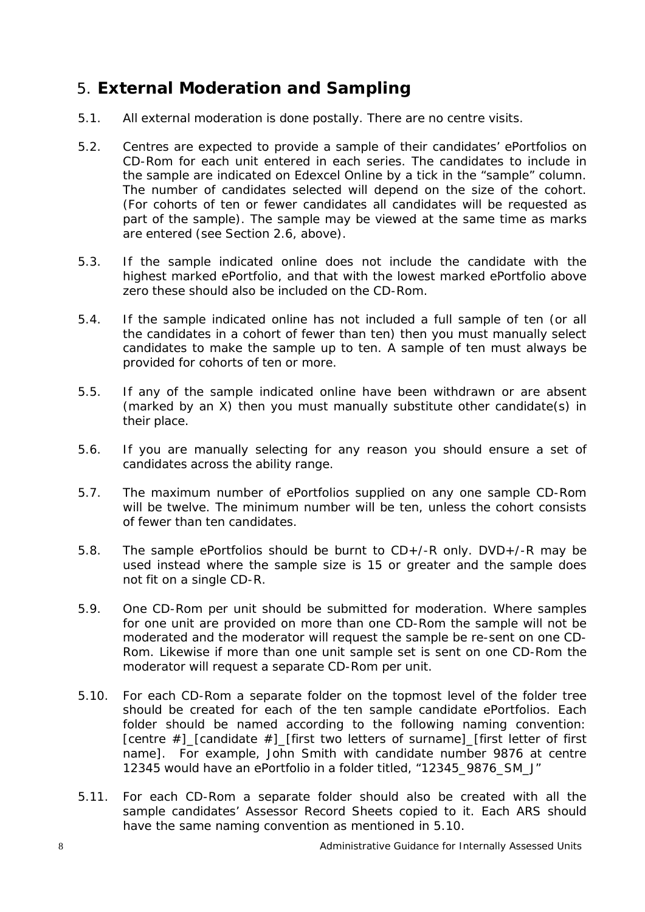## 5. External Moderation and Sampling

5.1. All external moderation is done postally. There are no centre visits.

5.2. Centres are expected to provide a sample of their candidates' ePortfolios on CD-Rom for each unit entered in each series. The candidates to include in the sample are indicated on Edexcel Online by a tick in the "sample" column. The number of candidates selected will depend on the size of the cohort. (For cohorts of ten or fewer candidates all candidates will be requested as part of the sample). The sample may be viewed at the same time as marks are entered (see Section 2.6, above).

5.3. If the sample indicated online does not include the candidate with the highest marked ePortfolio, and that with the lowest marked ePortfolio above zero these should also be included on the CD-Rom.

5.4. If the sample indicated online has not included a full sample of ten (or all the candidates in a cohort of fewer than ten) then you must manually select candidates to make the sample up to ten. A sample of ten must always be provided for cohorts of ten or more.

5.5. If any of the sample indicated online have been withdrawn or are absent (marked by an X) then you must manually substitute other candidate(s) in their place.

5.6. If you are manually selecting for any reason you should ensure a set of candidates across the ability range.

5.7. The maximum number of ePortfolios supplied on any one sample CD-Rom will be twelve. The minimum number will be ten, unless the cohort consists of fewer than ten candidates.

5.8. The sample ePortfolios should be burnt to CD+/-R only. DVD+/-R may be used instead where the sample size is 15 or greater and the sample does not fit on a single CD-R.

5.9. One CD-Rom per unit should be submitted for moderation. Where samples for one unit are provided on more than one CD-Rom the sample will not be moderated and the moderator will request the sample be re-sent on one CD-Rom. Likewise if more than one unit sample set is sent on one CD-Rom the moderator will request a separate CD-Rom per unit.

5.10. For each CD-Rom a separate folder on the topmost level of the folder tree should be created for each of the ten sample candidate ePortfolios. Each folder should be named according to the following naming convention: [centre #]_[candidate #]_[first two letters of surname]_[first letter of first name]. For example, John Smith with candidate number 9876 at centre 12345 would have an ePortfolio in a folder titled, "12345_9876_SM_J"

5.11. For each CD-Rom a separate folder should also be created with all the sample candidates' Assessor Record Sheets copied to it. Each ARS should have the same naming convention as mentioned in 5.10.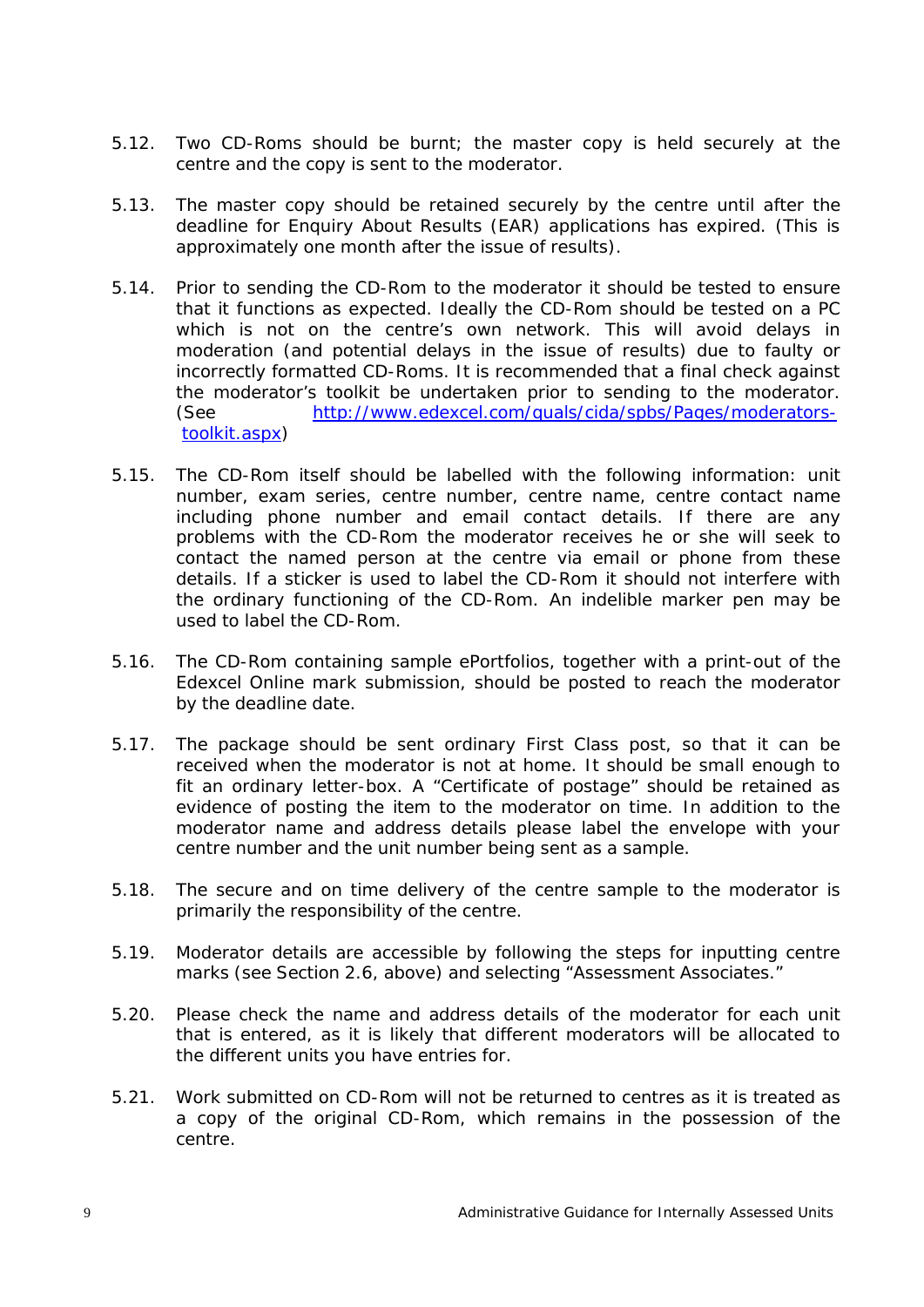5.12. Two CD-Roms should be burnt; the master copy is held securely at the centre and the copy is sent to the moderator.

5.13. The master copy should be retained securely by the centre until after the deadline for Enquiry About Results (EAR) applications has expired. (This is approximately one month after the issue of results).

5.14. Prior to sending the CD-Rom to the moderator it should be tested to ensure that it functions as expected. Ideally the CD-Rom should be tested on a PC which is not on the centre's own network. This will avoid delays in moderation (and potential delays in the issue of results) due to faulty or incorrectly formatted CD-Roms. It is recommended that a final check against the moderator's toolkit be undertaken prior to sending to the moderator. (See http://www.edexcel.com/quals/cida/spbs/Pages/moderators-toolkit.aspx)

5.15. The CD-Rom itself should be labelled with the following information: unit number, exam series, centre number, centre name, centre contact name including phone number and email contact details. If there are any problems with the CD-Rom the moderator receives he or she will seek to contact the named person at the centre via email or phone from these details. If a sticker is used to label the CD-Rom it should not interfere with the ordinary functioning of the CD-Rom. An indelible marker pen may be used to label the CD-Rom.

5.16. The CD-Rom containing sample ePortfolios, together with a print-out of the Edexcel Online mark submission, should be posted to reach the moderator by the deadline date.

5.17. The package should be sent ordinary First Class post, so that it can be received when the moderator is not at home. It should be small enough to fit an ordinary letter-box. A "Certificate of postage" should be retained as evidence of posting the item to the moderator on time. In addition to the moderator name and address details please label the envelope with your centre number and the unit number being sent as a sample.

5.18. The secure and on time delivery of the centre sample to the moderator is primarily the responsibility of the centre.

5.19. Moderator details are accessible by following the steps for inputting centre marks (see Section 2.6, above) and selecting "Assessment Associates."

5.20. Please check the name and address details of the moderator for each unit that is entered, as it is likely that different moderators will be allocated to the different units you have entries for.

5.21. Work submitted on CD-Rom will not be returned to centres as it is treated as a copy of the original CD-Rom, which remains in the possession of the centre.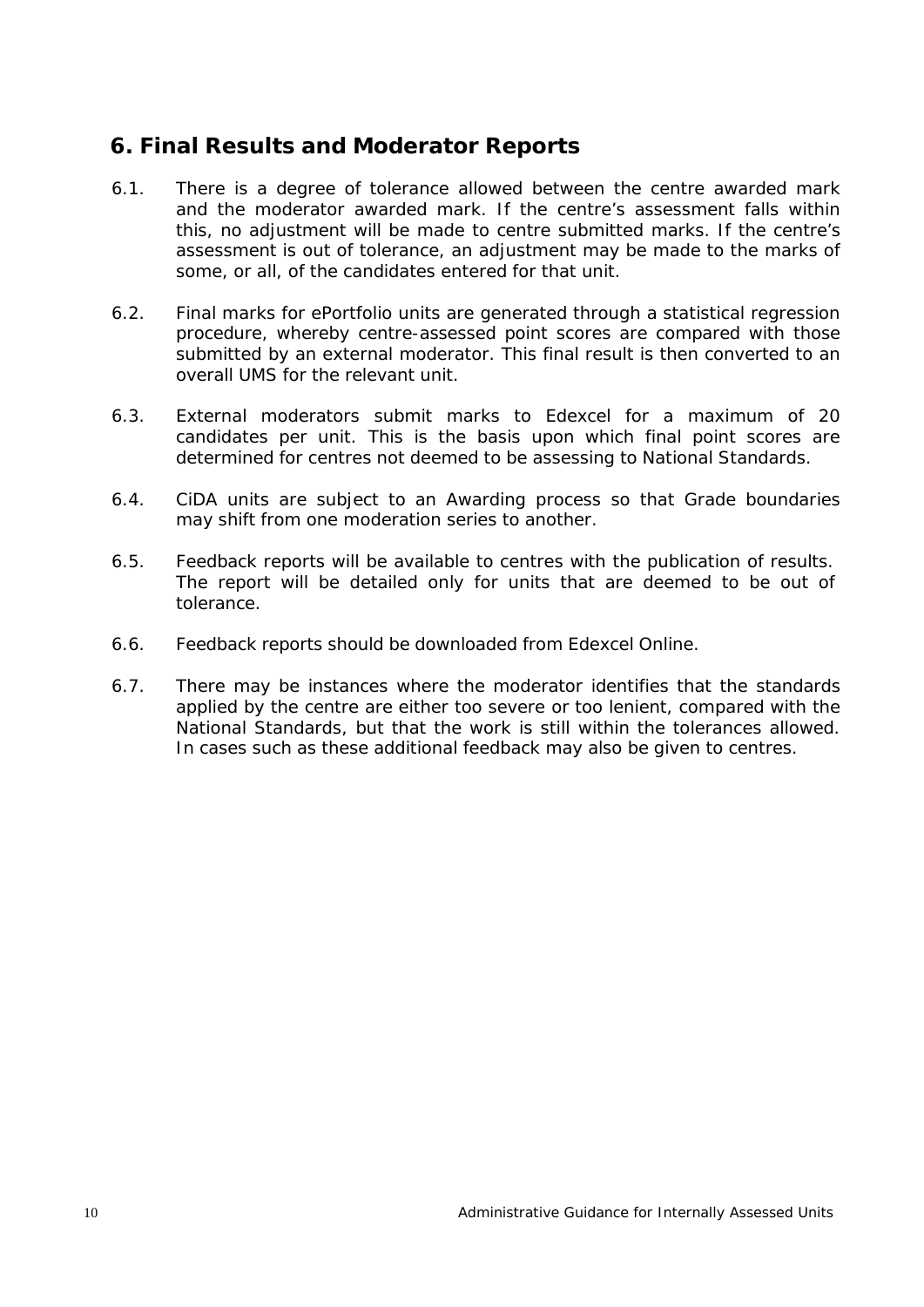## 6. Final Results and Moderator Reports

6.1. There is a degree of tolerance allowed between the centre awarded mark and the moderator awarded mark. If the centre's assessment falls within this, no adjustment will be made to centre submitted marks. If the centre's assessment is out of tolerance, an adjustment may be made to the marks of some, or all, of the candidates entered for that unit.

6.2. Final marks for ePortfolio units are generated through a statistical regression procedure, whereby centre-assessed point scores are compared with those submitted by an external moderator. This final result is then converted to an overall UMS for the relevant unit.

6.3. External moderators submit marks to Edexcel for a maximum of 20 candidates per unit. This is the basis upon which final point scores are determined for centres not deemed to be assessing to National Standards.

6.4. CiDA units are subject to an Awarding process so that Grade boundaries may shift from one moderation series to another.

6.5. Feedback reports will be available to centres with the publication of results. The report will be detailed only for units that are deemed to be out of tolerance.

6.6. Feedback reports should be downloaded from Edexcel Online.

6.7. There may be instances where the moderator identifies that the standards applied by the centre are either too severe or too lenient, compared with the National Standards, but that the work is still within the tolerances allowed. In cases such as these additional feedback may also be given to centres.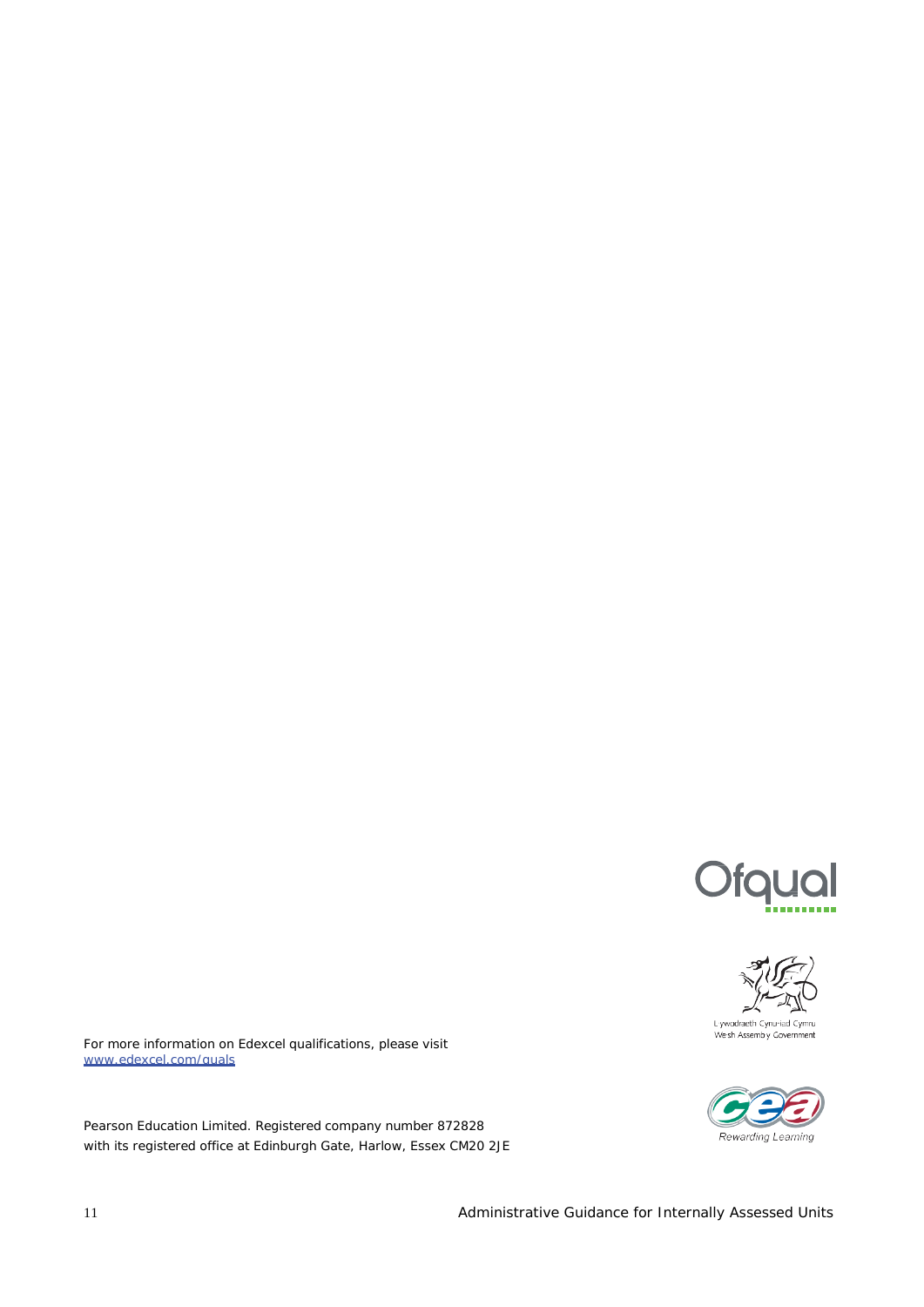For more information on Edexcel qualifications, please visit
www.edexcel.com/quals

Pearson Education Limited. Registered company number 872828
with its registered office at Edinburgh Gate, Harlow, Essex CM20 2JE

Llywodraeth Cynulliad Cymru
Welsh Assembly Government

Rewarding Learning